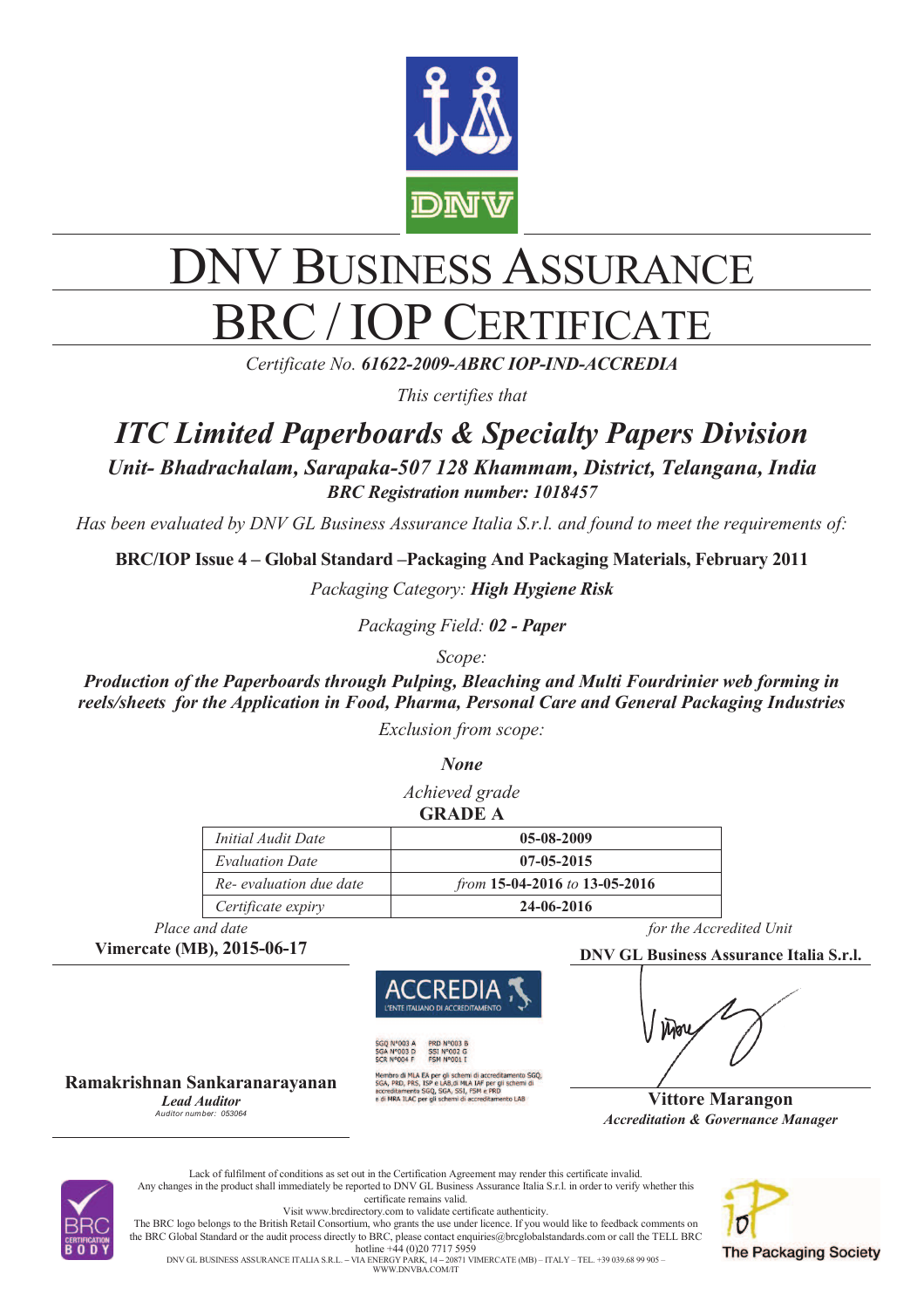DNV

# DNV BUSINESS ASSURANCE

# BRC / IOP CERTIFICATE

*Certificate No.* ***61622-2009-ABRC IOP-IND-ACCREDIA***

*This certifies that*

## *ITC Limited Paperboards & Specialty Papers Division*

***Unit- Bhadrachalam, Sarapaka-507 128 Khammam, District, Telangana, India***

***BRC Registration number: 1018457***

*Has been evaluated by DNV GL Business Assurance Italia S.r.l. and found to meet the requirements of:*

**BRC/IOP Issue 4 – Global Standard –Packaging And Packaging Materials, February 2011**

*Packaging Category:* ***High Hygiene Risk***

*Packaging Field:* ***02 - Paper***

*Scope:*

***Production of the Paperboards through Pulping, Bleaching and Multi Fourdrinier web forming in reels/sheets for the Application in Food, Pharma, Personal Care and General Packaging Industries***

*Exclusion from scope:*

***None***

*Achieved grade*

**GRADE A**

| | |
|---|---|
| *Initial Audit Date* | **05-08-2009** |
| *Evaluation Date* | **07-05-2015** |
| *Re- evaluation due date* | *from* **15-04-2016** *to* **13-05-2016** |
| *Certificate expiry* | **24-06-2016** |

*Place and date*

**Vimercate (MB), 2015-06-17**

*for the Accredited Unit*

**DNV GL Business Assurance Italia S.r.l.**

ACCREDIA
L'ENTE ITALIANO DI ACCREDITAMENTO

SGQ N°003 A PRD N°003 B
SGA N°003 D SSI N°002 G
SCR N°004 F FSM N°001 I

Membro di MLA EA per gli schemi di accreditamento SGQ, SGA, PRD, PRS, ISP e LAB,di MLA IAF per gli schemi di accreditamento SGQ, SGA, SSI, FSM e PRD e di MRA ILAC per gli schemi di accreditamento LAB

**Ramakrishnan Sankaranarayanan**
***Lead Auditor***
*Auditor number: 053064*

**Vittore Marangon**
***Accreditation & Governance Manager***

Lack of fulfilment of conditions as set out in the Certification Agreement may render this certificate invalid.
Any changes in the product shall immediately be reported to DNV GL Business Assurance Italia S.r.l. in order to verify whether this certificate remains valid.
Visit www.brcdirectory.com to validate certificate authenticity.
The BRC logo belongs to the British Retail Consortium, who grants the use under licence. If you would like to feedback comments on the BRC Global Standard or the audit process directly to BRC, please contact enquiries@brcglobalstandards.com or call the TELL BRC hotline +44 (0)20 7717 5959
DNV GL BUSINESS ASSURANCE ITALIA S.R.L. – VIA ENERGY PARK, 14 – 20871 VIMERCATE (MB) – ITALY – TEL. +39 039.68 99 905 – WWW.DNVBA.COM/IT

BRC CERTIFICATION BODY

The Packaging Society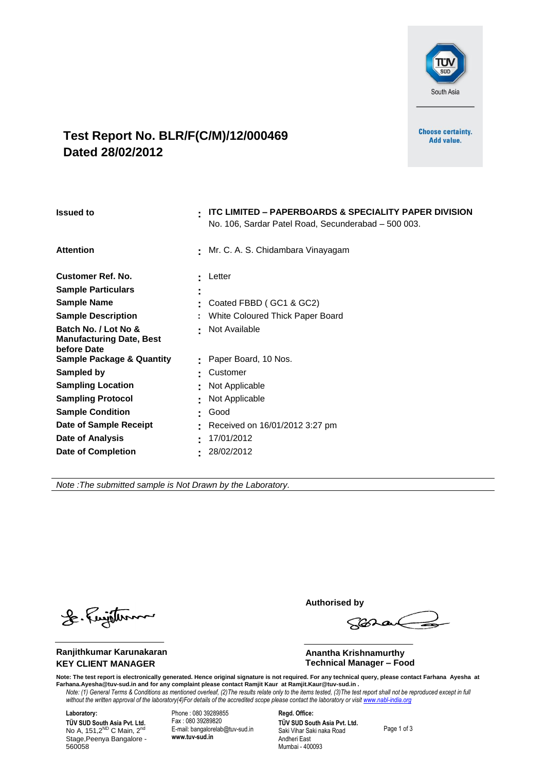# Test Report No. BLR/F(C/M)/12/000469
# Dated 28/02/2012

Choose certainty.
Add value.

| | | |
|---|---|---|
| **Issued to** | : | **ITC LIMITED – PAPERBOARDS & SPECIALITY PAPER DIVISION** No. 106, Sardar Patel Road, Secunderabad – 500 003. |
| **Attention** | : | Mr. C. A. S. Chidambara Vinayagam |
| **Customer Ref. No.** | : | Letter |
| **Sample Particulars** | : | |
| **Sample Name** | : | Coated FBBD ( GC1 & GC2) |
| **Sample Description** | : | White Coloured Thick Paper Board |
| **Batch No. / Lot No & Manufacturing Date, Best before Date** | : | Not Available |
| **Sample Package & Quantity** | : | Paper Board, 10 Nos. |
| **Sampled by** | : | Customer |
| **Sampling Location** | : | Not Applicable |
| **Sampling Protocol** | : | Not Applicable |
| **Sample Condition** | : | Good |
| **Date of Sample Receipt** | : | Received on 16/01/2012 3:27 pm |
| **Date of Analysis** | : | 17/01/2012 |
| **Date of Completion** | : | 28/02/2012 |

*Note :The submitted sample is Not Drawn by the Laboratory.*

**Authorised by**

**Ranjithkumar Karunakaran**
**KEY CLIENT MANAGER**

**Anantha Krishnamurthy**
**Technical Manager – Food**

**Note: The test report is electronically generated. Hence original signature is not required. For any technical query, please contact Farhana Ayesha at Farhana.Ayesha@tuv-sud.in and for any complaint please contact Ramjit Kaur at Ramjit.Kaur@tuv-sud.in .**

*Note: (1) General Terms & Conditions as mentioned overleaf, (2)The results relate only to the items tested, (3)The test report shall not be reproduced except in full without the written approval of the laboratory(4)For details of the accredited scope please contact the laboratory or visit www.nabl-india.org*

**Laboratory:**
**TÜV SUD South Asia Pvt. Ltd.**
No A, 151,2ND C Main, 2nd Stage,Peenya Bangalore - 560058

Phone : 080 39289855
Fax : 080 39289820
E-mail: bangalorelab@tuv-sud.in
**www.tuv-sud.in**

**Regd. Office:**
**TÜV SUD South Asia Pvt. Ltd.**
Saki Vihar Saki naka Road
Andheri East
Mumbai - 400093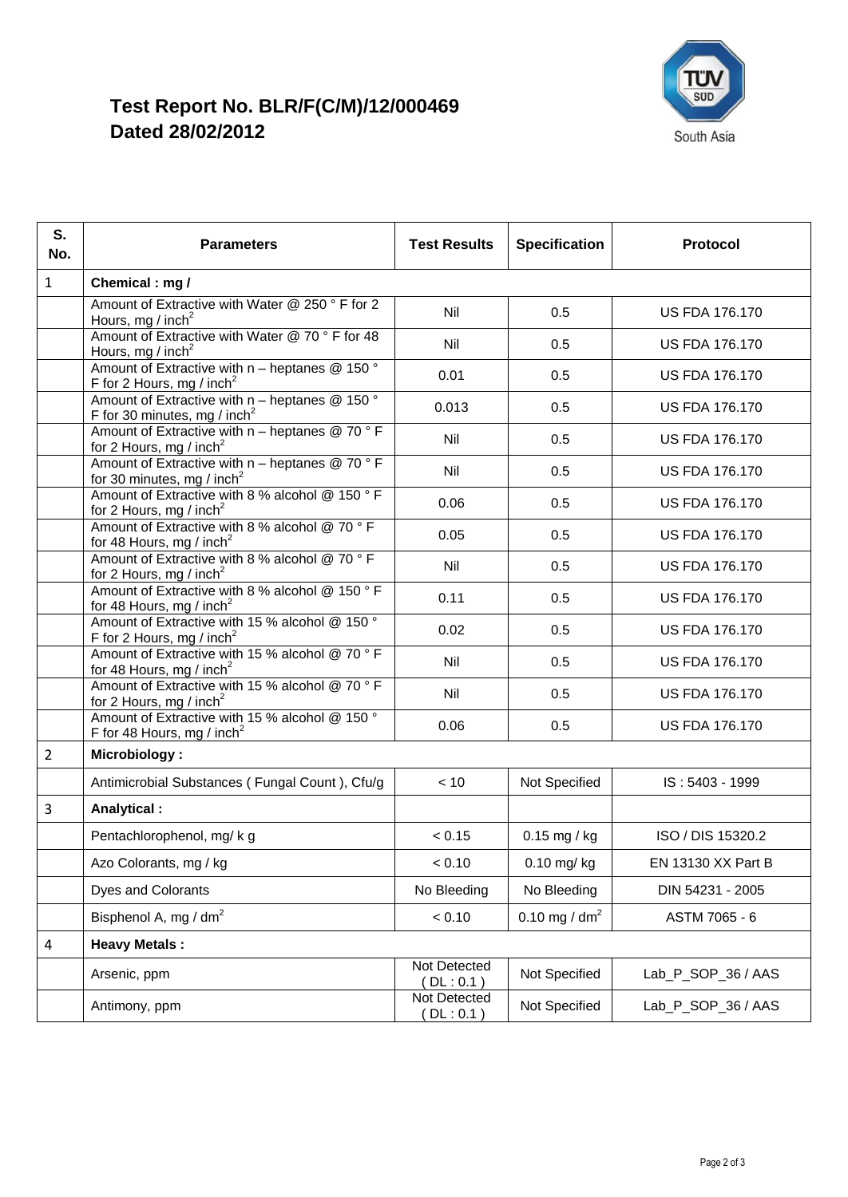# Test Report No. BLR/F(C/M)/12/000469
# Dated 28/02/2012

TÜV SÜD South Asia

| S. No. | Parameters | Test Results | Specification | Protocol |
|---|---|---|---|---|
| 1 | **Chemical : mg /** | | | |
| | Amount of Extractive with Water @ 250 ° F for 2 Hours, mg / inch$^2$ | Nil | 0.5 | US FDA 176.170 |
| | Amount of Extractive with Water @ 70 ° F for 48 Hours, mg / inch$^2$ | Nil | 0.5 | US FDA 176.170 |
| | Amount of Extractive with n – heptanes @ 150 ° F for 2 Hours, mg / inch$^2$ | 0.01 | 0.5 | US FDA 176.170 |
| | Amount of Extractive with n – heptanes @ 150 ° F for 30 minutes, mg / inch$^2$ | 0.013 | 0.5 | US FDA 176.170 |
| | Amount of Extractive with n – heptanes @ 70 ° F for 2 Hours, mg / inch$^2$ | Nil | 0.5 | US FDA 176.170 |
| | Amount of Extractive with n – heptanes @ 70 ° F for 30 minutes, mg / inch$^2$ | Nil | 0.5 | US FDA 176.170 |
| | Amount of Extractive with 8 % alcohol @ 150 ° F for 2 Hours, mg / inch$^2$ | 0.06 | 0.5 | US FDA 176.170 |
| | Amount of Extractive with 8 % alcohol @ 70 ° F for 48 Hours, mg / inch$^2$ | 0.05 | 0.5 | US FDA 176.170 |
| | Amount of Extractive with 8 % alcohol @ 70 ° F for 2 Hours, mg / inch$^2$ | Nil | 0.5 | US FDA 176.170 |
| | Amount of Extractive with 8 % alcohol @ 150 ° F for 48 Hours, mg / inch$^2$ | 0.11 | 0.5 | US FDA 176.170 |
| | Amount of Extractive with 15 % alcohol @ 150 ° F for 2 Hours, mg / inch$^2$ | 0.02 | 0.5 | US FDA 176.170 |
| | Amount of Extractive with 15 % alcohol @ 70 ° F for 48 Hours, mg / inch$^2$ | Nil | 0.5 | US FDA 176.170 |
| | Amount of Extractive with 15 % alcohol @ 70 ° F for 2 Hours, mg / inch$^2$ | Nil | 0.5 | US FDA 176.170 |
| | Amount of Extractive with 15 % alcohol @ 150 ° F for 48 Hours, mg / inch$^2$ | 0.06 | 0.5 | US FDA 176.170 |
| 2 | **Microbiology :** | | | |
| | Antimicrobial Substances ( Fungal Count ), Cfu/g | < 10 | Not Specified | IS : 5403 - 1999 |
| 3 | **Analytical :** | | | |
| | Pentachlorophenol, mg/ k g | < 0.15 | 0.15 mg / kg | ISO / DIS 15320.2 |
| | Azo Colorants, mg / kg | < 0.10 | 0.10 mg/ kg | EN 13130 XX Part B |
| | Dyes and Colorants | No Bleeding | No Bleeding | DIN 54231 - 2005 |
| | Bisphenol A, mg / dm$^2$ | < 0.10 | 0.10 mg / dm$^2$ | ASTM 7065 - 6 |
| 4 | **Heavy Metals :** | | | |
| | Arsenic, ppm | Not Detected ( DL : 0.1 ) | Not Specified | Lab_P_SOP_36 / AAS |
| | Antimony, ppm | Not Detected ( DL : 0.1 ) | Not Specified | Lab_P_SOP_36 / AAS |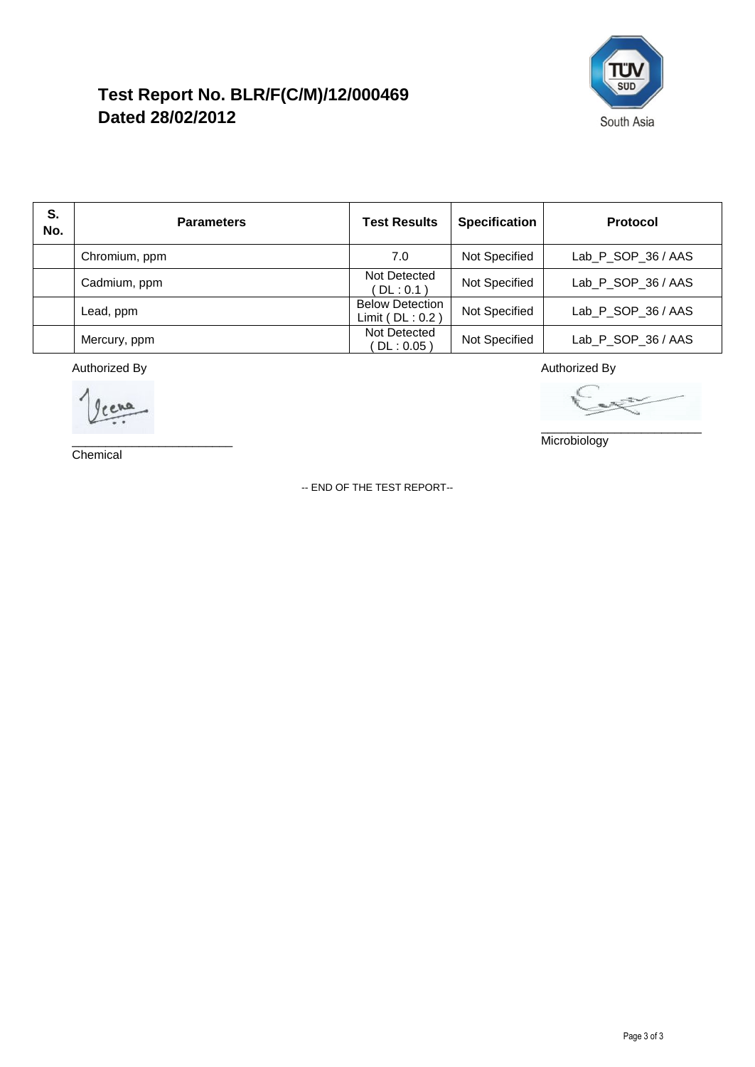# Test Report No. BLR/F(C/M)/12/000469
# Dated 28/02/2012

TÜV SÜD South Asia

| S. No. | Parameters | Test Results | Specification | Protocol |
|---|---|---|---|---|
| | Chromium, ppm | 7.0 | Not Specified | Lab_P_SOP_36 / AAS |
| | Cadmium, ppm | Not Detected ( DL : 0.1 ) | Not Specified | Lab_P_SOP_36 / AAS |
| | Lead, ppm | Below Detection Limit ( DL : 0.2 ) | Not Specified | Lab_P_SOP_36 / AAS |
| | Mercury, ppm | Not Detected ( DL : 0.05 ) | Not Specified | Lab_P_SOP_36 / AAS |

Authorized By

Chemical

Authorized By

Microbiology

-- END OF THE TEST REPORT--